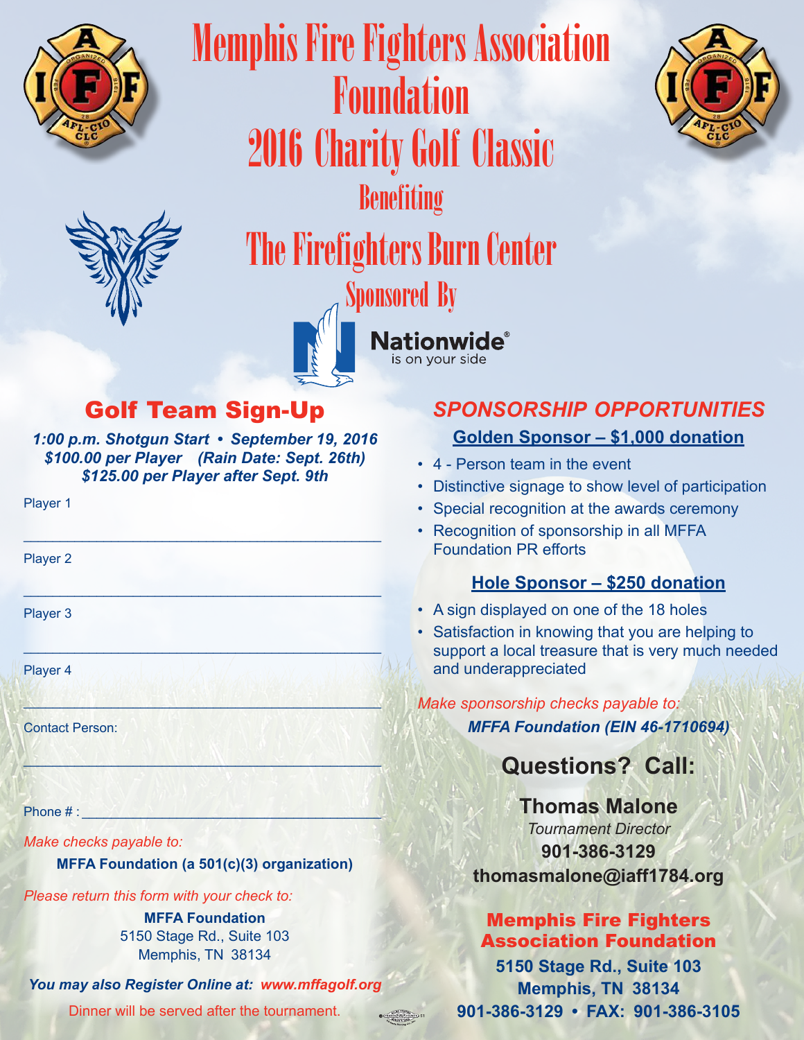# Memphis Fire Fighters Association Foundation

# 2016 Charity Golf Classic

## Benefiting

# The Firefighters Burn Center

## Sponsored By

**Nationwide®**
is on your side

## Golf Team Sign-Up

***1:00 p.m. Shotgun Start • September 19, 2016***
***$100.00 per Player (Rain Date: Sept. 26th)***
***$125.00 per Player after Sept. 9th***

Player 1

______________________________________________

Player 2

______________________________________________

Player 3

______________________________________________

Player 4

______________________________________________

Contact Person:

______________________________________________

Phone # : ______________________________________

*Make checks payable to:*

**MFFA Foundation (a 501(c)(3) organization)**

*Please return this form with your check to:*

**MFFA Foundation**
5150 Stage Rd., Suite 103
Memphis, TN 38134

***You may also Register Online at: www.mffagolf.org***

Dinner will be served after the tournament.

## *SPONSORSHIP OPPORTUNITIES*

### Golden Sponsor – $1,000 donation

- 4 - Person team in the event
- Distinctive signage to show level of participation
- Special recognition at the awards ceremony
- Recognition of sponsorship in all MFFA Foundation PR efforts

### Hole Sponsor – $250 donation

- A sign displayed on one of the 18 holes
- Satisfaction in knowing that you are helping to support a local treasure that is very much needed and underappreciated

*Make sponsorship checks payable to:*

***MFFA Foundation (EIN 46-1710694)***

## Questions? Call:

**Thomas Malone**
*Tournament Director*
**901-386-3129**
**thomasmalone@iaff1784.org**

**Memphis Fire Fighters Association Foundation**
**5150 Stage Rd., Suite 103**
**Memphis, TN 38134**
**901-386-3129 • FAX: 901-386-3105**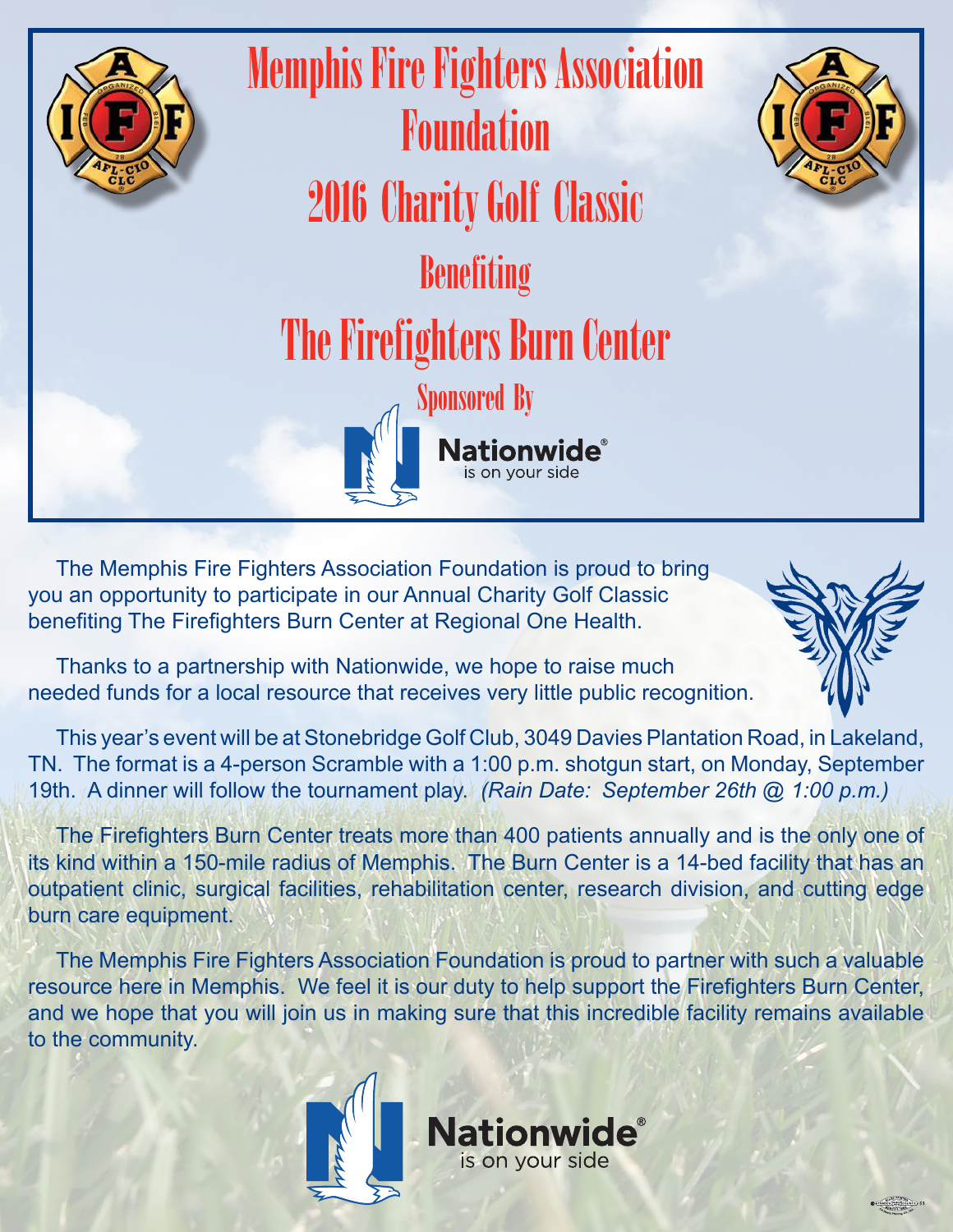# Memphis Fire Fighters Association Foundation

## 2016 Charity Golf Classic

### Benefiting

## The Firefighters Burn Center

### Sponsored By

**Nationwide®**
is on your side

The Memphis Fire Fighters Association Foundation is proud to bring you an opportunity to participate in our Annual Charity Golf Classic benefiting The Firefighters Burn Center at Regional One Health.

Thanks to a partnership with Nationwide, we hope to raise much needed funds for a local resource that receives very little public recognition.

This year's event will be at Stonebridge Golf Club, 3049 Davies Plantation Road, in Lakeland, TN. The format is a 4-person Scramble with a 1:00 p.m. shotgun start, on Monday, September 19th. A dinner will follow the tournament play. *(Rain Date: September 26th @ 1:00 p.m.)*

The Firefighters Burn Center treats more than 400 patients annually and is the only one of its kind within a 150-mile radius of Memphis. The Burn Center is a 14-bed facility that has an outpatient clinic, surgical facilities, rehabilitation center, research division, and cutting edge burn care equipment.

The Memphis Fire Fighters Association Foundation is proud to partner with such a valuable resource here in Memphis. We feel it is our duty to help support the Firefighters Burn Center, and we hope that you will join us in making sure that this incredible facility remains available to the community.

**Nationwide®**
is on your side